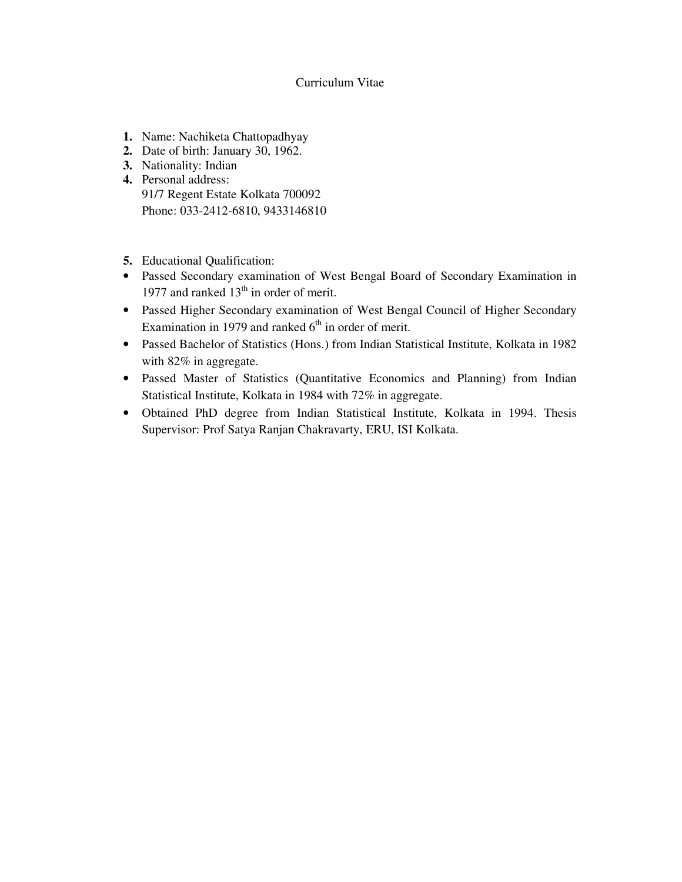# Curriculum Vitae

1. Name: Nachiketa Chattopadhyay
2. Date of birth: January 30, 1962.
3. Nationality: Indian
4. Personal address:
   91/7 Regent Estate Kolkata 700092
   Phone: 033-2412-6810, 9433146810

5. Educational Qualification:

- Passed Secondary examination of West Bengal Board of Secondary Examination in 1977 and ranked 13th in order of merit.
- Passed Higher Secondary examination of West Bengal Council of Higher Secondary Examination in 1979 and ranked 6th in order of merit.
- Passed Bachelor of Statistics (Hons.) from Indian Statistical Institute, Kolkata in 1982 with 82% in aggregate.
- Passed Master of Statistics (Quantitative Economics and Planning) from Indian Statistical Institute, Kolkata in 1984 with 72% in aggregate.
- Obtained PhD degree from Indian Statistical Institute, Kolkata in 1994. Thesis Supervisor: Prof Satya Ranjan Chakravarty, ERU, ISI Kolkata.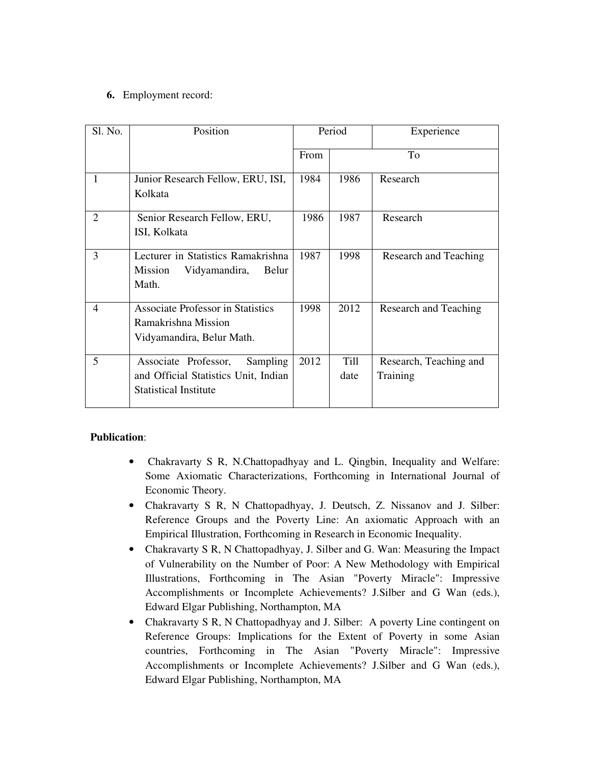**6.** Employment record:

| Sl. No. | Position | Period | | Experience |
|---|---|---|---|---|
| | | From | To | |
| 1 | Junior Research Fellow, ERU, ISI, Kolkata | 1984 | 1986 | Research |
| 2 | Senior Research Fellow, ERU, ISI, Kolkata | 1986 | 1987 | Research |
| 3 | Lecturer in Statistics Ramakrishna Mission Vidyamandira, Belur Math. | 1987 | 1998 | Research and Teaching |
| 4 | Associate Professor in Statistics Ramakrishna Mission Vidyamandira, Belur Math. | 1998 | 2012 | Research and Teaching |
| 5 | Associate Professor, Sampling and Official Statistics Unit, Indian Statistical Institute | 2012 | Till date | Research, Teaching and Training |

**Publication**:

- Chakravarty S R, N.Chattopadhyay and L. Qingbin, Inequality and Welfare: Some Axiomatic Characterizations, Forthcoming in International Journal of Economic Theory.
- Chakravarty S R, N Chattopadhyay, J. Deutsch, Z. Nissanov and J. Silber: Reference Groups and the Poverty Line: An axiomatic Approach with an Empirical Illustration, Forthcoming in Research in Economic Inequality.
- Chakravarty S R, N Chattopadhyay, J. Silber and G. Wan: Measuring the Impact of Vulnerability on the Number of Poor: A New Methodology with Empirical Illustrations, Forthcoming in The Asian "Poverty Miracle": Impressive Accomplishments or Incomplete Achievements? J.Silber and G Wan (eds.), Edward Elgar Publishing, Northampton, MA
- Chakravarty S R, N Chattopadhyay and J. Silber: A poverty Line contingent on Reference Groups: Implications for the Extent of Poverty in some Asian countries, Forthcoming in The Asian "Poverty Miracle": Impressive Accomplishments or Incomplete Achievements? J.Silber and G Wan (eds.), Edward Elgar Publishing, Northampton, MA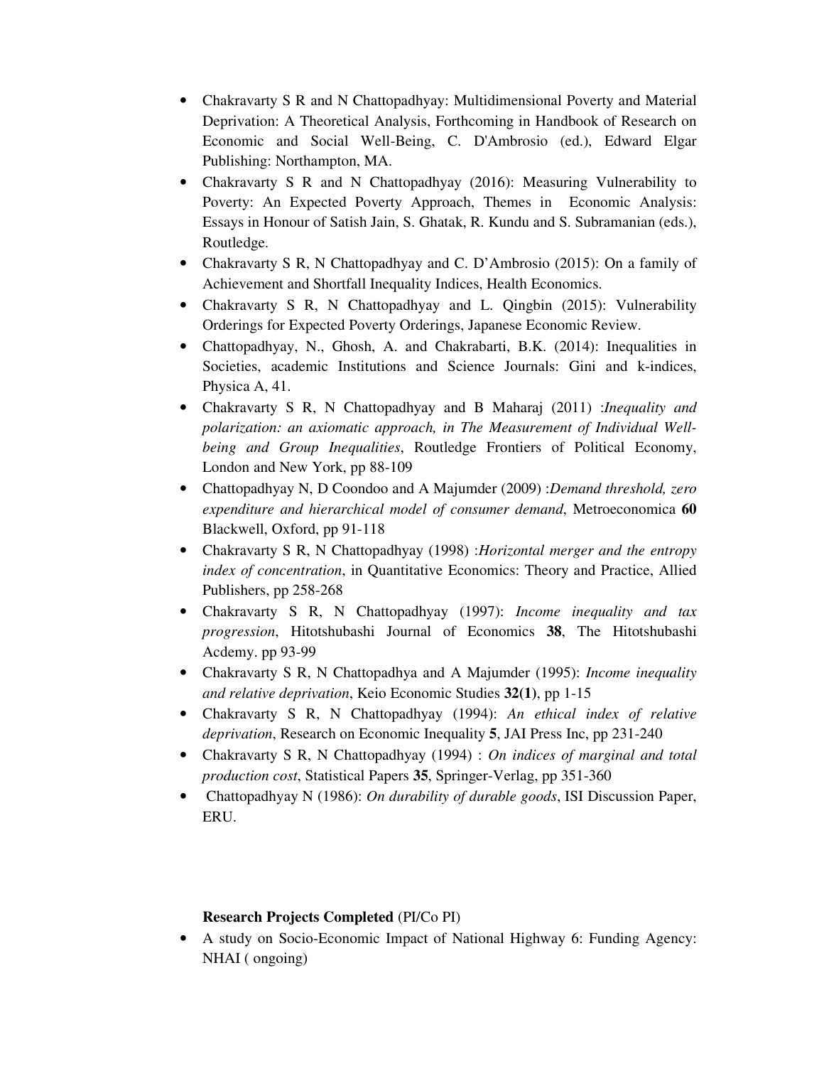- Chakravarty S R and N Chattopadhyay: Multidimensional Poverty and Material Deprivation: A Theoretical Analysis, Forthcoming in Handbook of Research on Economic and Social Well-Being, C. D'Ambrosio (ed.), Edward Elgar Publishing: Northampton, MA.
- Chakravarty S R and N Chattopadhyay (2016): Measuring Vulnerability to Poverty: An Expected Poverty Approach, Themes in Economic Analysis: Essays in Honour of Satish Jain, S. Ghatak, R. Kundu and S. Subramanian (eds.), Routledge.
- Chakravarty S R, N Chattopadhyay and C. D'Ambrosio (2015): On a family of Achievement and Shortfall Inequality Indices, Health Economics.
- Chakravarty S R, N Chattopadhyay and L. Qingbin (2015): Vulnerability Orderings for Expected Poverty Orderings, Japanese Economic Review.
- Chattopadhyay, N., Ghosh, A. and Chakrabarti, B.K. (2014): Inequalities in Societies, academic Institutions and Science Journals: Gini and k-indices, Physica A, 41.
- Chakravarty S R, N Chattopadhyay and B Maharaj (2011) :*Inequality and polarization: an axiomatic approach, in The Measurement of Individual Well-being and Group Inequalities*, Routledge Frontiers of Political Economy, London and New York, pp 88-109
- Chattopadhyay N, D Coondoo and A Majumder (2009) :*Demand threshold, zero expenditure and hierarchical model of consumer demand*, Metroeconomica **60** Blackwell, Oxford, pp 91-118
- Chakravarty S R, N Chattopadhyay (1998) :*Horizontal merger and the entropy index of concentration*, in Quantitative Economics: Theory and Practice, Allied Publishers, pp 258-268
- Chakravarty S R, N Chattopadhyay (1997): *Income inequality and tax progression*, Hitotshubashi Journal of Economics **38**, The Hitotshubashi Acdemy. pp 93-99
- Chakravarty S R, N Chattopadhya and A Majumder (1995): *Income inequality and relative deprivation*, Keio Economic Studies **32(1)**, pp 1-15
- Chakravarty S R, N Chattopadhyay (1994): *An ethical index of relative deprivation*, Research on Economic Inequality **5**, JAI Press Inc, pp 231-240
- Chakravarty S R, N Chattopadhyay (1994) : *On indices of marginal and total production cost*, Statistical Papers **35**, Springer-Verlag, pp 351-360
- Chattopadhyay N (1986): *On durability of durable goods*, ISI Discussion Paper, ERU.

**Research Projects Completed** (PI/Co PI)

- A study on Socio-Economic Impact of National Highway 6: Funding Agency: NHAI ( ongoing)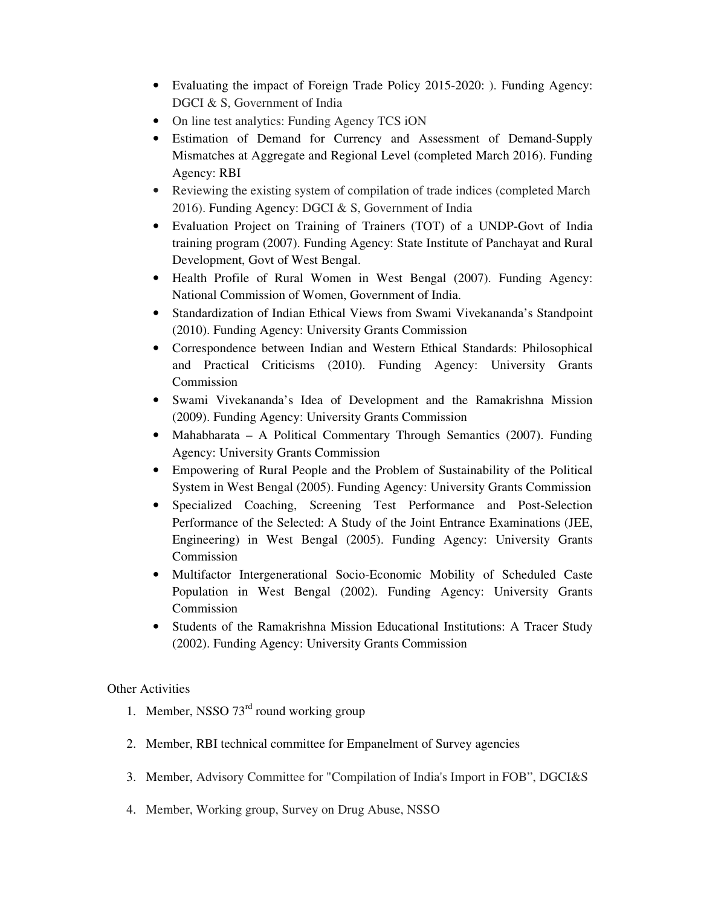- Evaluating the impact of Foreign Trade Policy 2015-2020: ). Funding Agency: DGCI & S, Government of India
- On line test analytics: Funding Agency TCS iON
- Estimation of Demand for Currency and Assessment of Demand-Supply Mismatches at Aggregate and Regional Level (completed March 2016). Funding Agency: RBI
- Reviewing the existing system of compilation of trade indices (completed March 2016). Funding Agency: DGCI & S, Government of India
- Evaluation Project on Training of Trainers (TOT) of a UNDP-Govt of India training program (2007). Funding Agency: State Institute of Panchayat and Rural Development, Govt of West Bengal.
- Health Profile of Rural Women in West Bengal (2007). Funding Agency: National Commission of Women, Government of India.
- Standardization of Indian Ethical Views from Swami Vivekananda's Standpoint (2010). Funding Agency: University Grants Commission
- Correspondence between Indian and Western Ethical Standards: Philosophical and Practical Criticisms (2010). Funding Agency: University Grants Commission
- Swami Vivekananda's Idea of Development and the Ramakrishna Mission (2009). Funding Agency: University Grants Commission
- Mahabharata – A Political Commentary Through Semantics (2007). Funding Agency: University Grants Commission
- Empowering of Rural People and the Problem of Sustainability of the Political System in West Bengal (2005). Funding Agency: University Grants Commission
- Specialized Coaching, Screening Test Performance and Post-Selection Performance of the Selected: A Study of the Joint Entrance Examinations (JEE, Engineering) in West Bengal (2005). Funding Agency: University Grants Commission
- Multifactor Intergenerational Socio-Economic Mobility of Scheduled Caste Population in West Bengal (2002). Funding Agency: University Grants Commission
- Students of the Ramakrishna Mission Educational Institutions: A Tracer Study (2002). Funding Agency: University Grants Commission

Other Activities

1. Member, NSSO 73rd round working group
2. Member, RBI technical committee for Empanelment of Survey agencies
3. Member, Advisory Committee for "Compilation of India's Import in FOB", DGCI&S
4. Member, Working group, Survey on Drug Abuse, NSSO